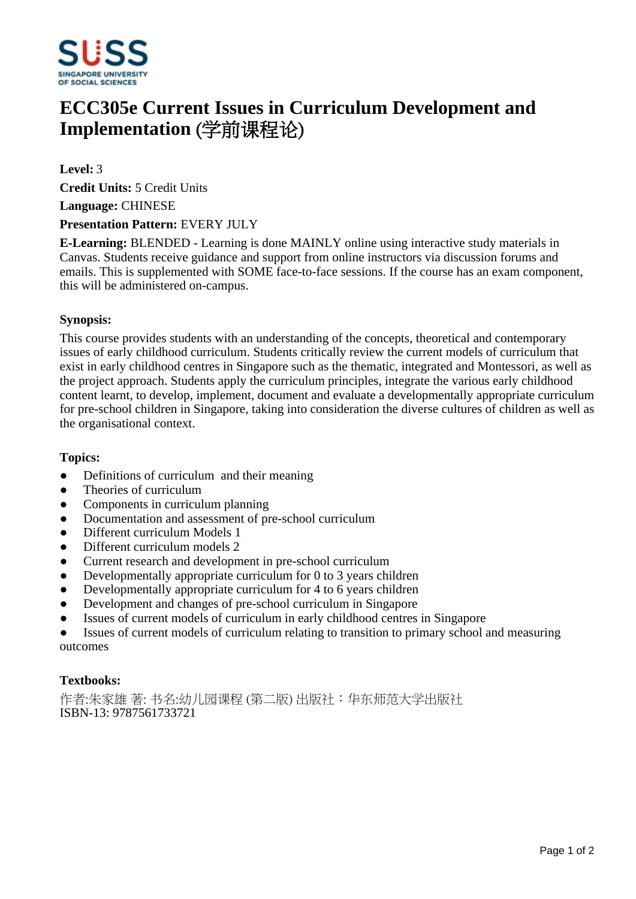# ECC305e Current Issues in Curriculum Development and Implementation (学前课程论)

**Level:** 3

**Credit Units:** 5 Credit Units

**Language:** CHINESE

**Presentation Pattern:** EVERY JULY

**E-Learning:** BLENDED - Learning is done MAINLY online using interactive study materials in Canvas. Students receive guidance and support from online instructors via discussion forums and emails. This is supplemented with SOME face-to-face sessions. If the course has an exam component, this will be administered on-campus.

## Synopsis:

This course provides students with an understanding of the concepts, theoretical and contemporary issues of early childhood curriculum. Students critically review the current models of curriculum that exist in early childhood centres in Singapore such as the thematic, integrated and Montessori, as well as the project approach. Students apply the curriculum principles, integrate the various early childhood content learnt, to develop, implement, document and evaluate a developmentally appropriate curriculum for pre-school children in Singapore, taking into consideration the diverse cultures of children as well as the organisational context.

## Topics:

- Definitions of curriculum and their meaning
- Theories of curriculum
- Components in curriculum planning
- Documentation and assessment of pre-school curriculum
- Different curriculum Models 1
- Different curriculum models 2
- Current research and development in pre-school curriculum
- Developmentally appropriate curriculum for 0 to 3 years children
- Developmentally appropriate curriculum for 4 to 6 years children
- Development and changes of pre-school curriculum in Singapore
- Issues of current models of curriculum in early childhood centres in Singapore
- Issues of current models of curriculum relating to transition to primary school and measuring outcomes

## Textbooks:

作者:朱家雄 著: 书名:幼儿园课程 (第二版) 出版社：华东师范大学出版社
ISBN-13: 9787561733721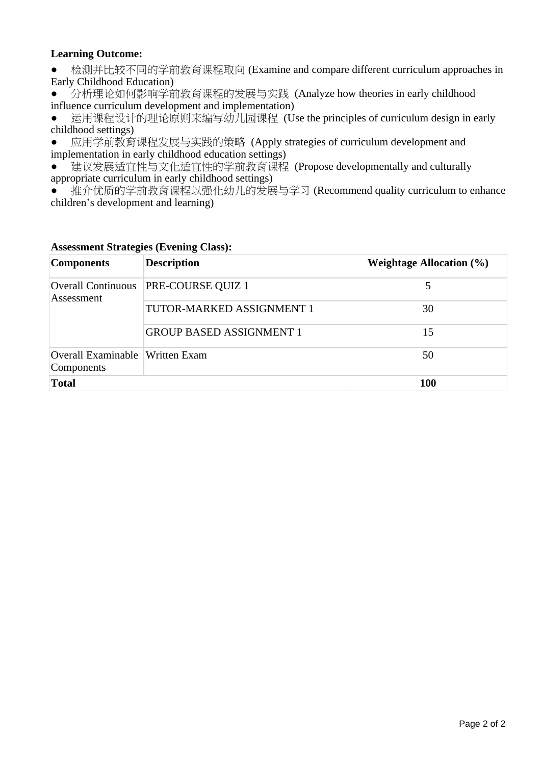**Learning Outcome:**

- 检测并比较不同的学前教育课程取向 (Examine and compare different curriculum approaches in Early Childhood Education)
- 分析理论如何影响学前教育课程的发展与实践 (Analyze how theories in early childhood influence curriculum development and implementation)
- 运用课程设计的理论原则来编写幼儿园课程 (Use the principles of curriculum design in early childhood settings)
- 应用学前教育课程发展与实践的策略 (Apply strategies of curriculum development and implementation in early childhood education settings)
- 建议发展适宜性与文化适宜性的学前教育课程 (Propose developmentally and culturally appropriate curriculum in early childhood settings)
- 推介优质的学前教育课程以强化幼儿的发展与学习 (Recommend quality curriculum to enhance children's development and learning)

**Assessment Strategies (Evening Class):**

| **Components** | **Description** | **Weightage Allocation (%)** |
|---|---|---|
| Overall Continuous Assessment | PRE-COURSE QUIZ 1 | 5 |
| | TUTOR-MARKED ASSIGNMENT 1 | 30 |
| | GROUP BASED ASSIGNMENT 1 | 15 |
| Overall Examinable Components | Written Exam | 50 |
| **Total** | | **100** |